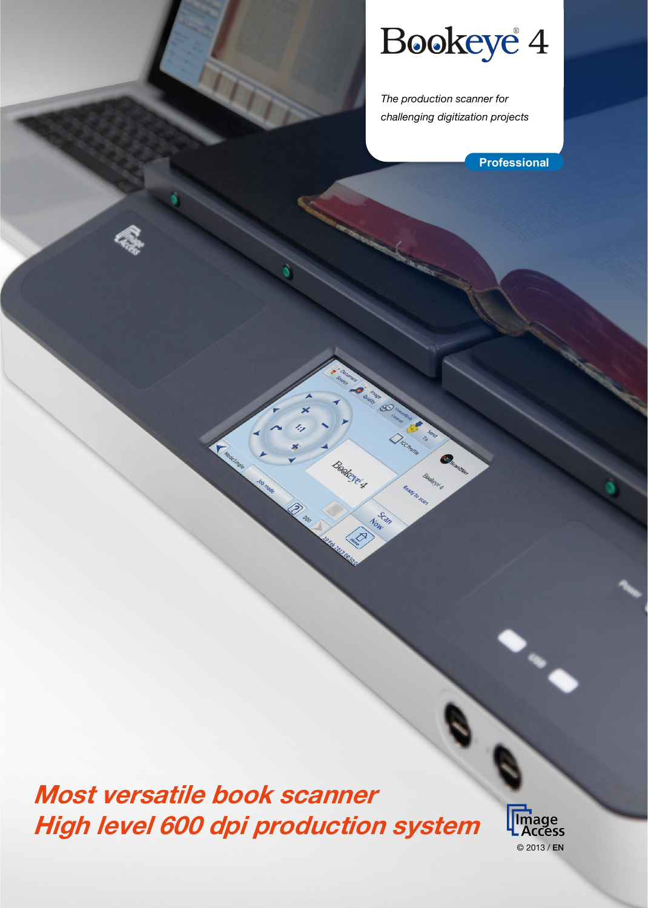# Bookeye® 4

*The production scanner for challenging digitization projects*

**Professional**

## *Most versatile book scanner*
## *High level 600 dpi production system*

Image Access

© 2013 / **EN**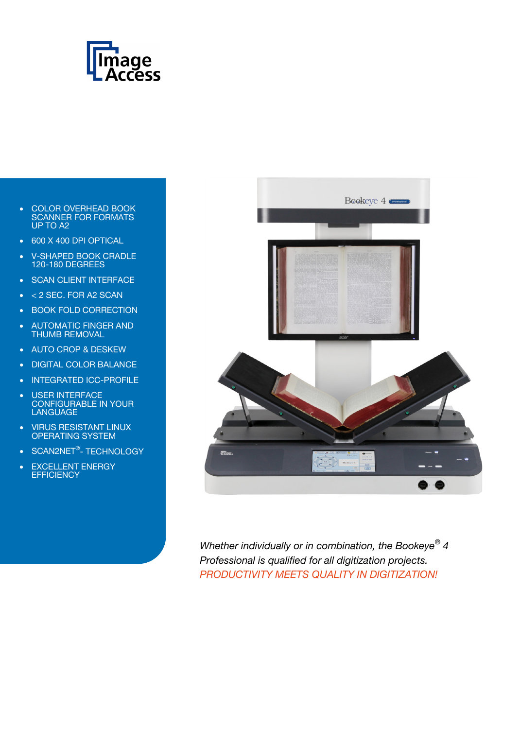- COLOR OVERHEAD BOOK SCANNER FOR FORMATS UP TO A2
- 600 X 400 DPI OPTICAL
- V-SHAPED BOOK CRADLE 120-180 DEGREES
- SCAN CLIENT INTERFACE
- < 2 SEC. FOR A2 SCAN
- BOOK FOLD CORRECTION
- AUTOMATIC FINGER AND THUMB REMOVAL
- AUTO CROP & DESKEW
- DIGITAL COLOR BALANCE
- INTEGRATED ICC-PROFILE
- USER INTERFACE CONFIGURABLE IN YOUR LANGUAGE
- VIRUS RESISTANT LINUX OPERATING SYSTEM
- SCAN2NET®- TECHNOLOGY
- EXCELLENT ENERGY EFFICIENCY

*Whether individually or in combination, the Bookeye® 4 Professional is qualified for all digitization projects.*
*PRODUCTIVITY MEETS QUALITY IN DIGITIZATION!*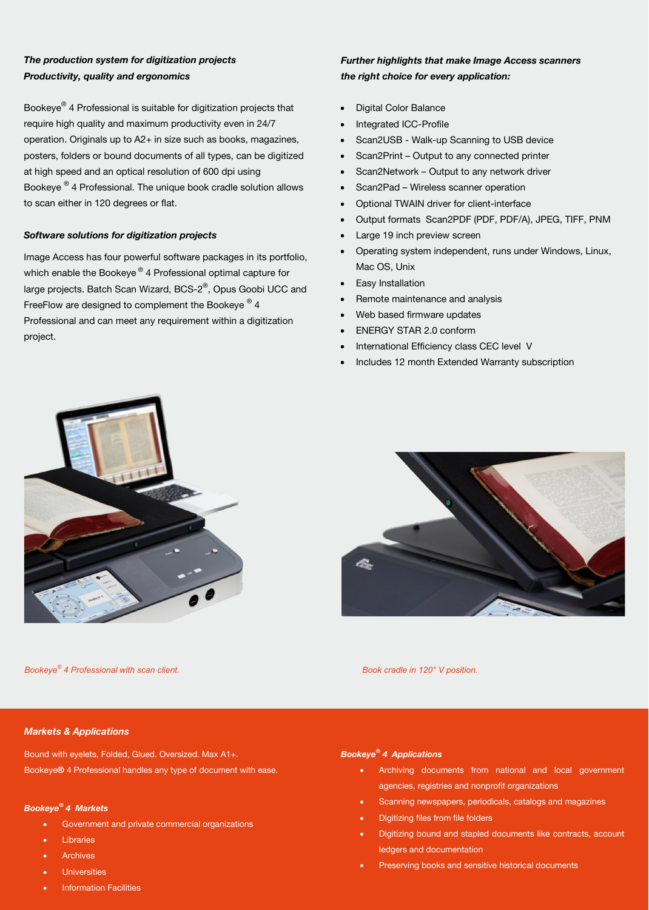***The production system for digitization projects***
***Productivity, quality and ergonomics***

Bookeye® 4 Professional is suitable for digitization projects that require high quality and maximum productivity even in 24/7 operation. Originals up to A2+ in size such as books, magazines, posters, folders or bound documents of all types, can be digitized at high speed and an optical resolution of 600 dpi using Bookeye ® 4 Professional. The unique book cradle solution allows to scan either in 120 degrees or flat.

***Software solutions for digitization projects***

Image Access has four powerful software packages in its portfolio, which enable the Bookeye ® 4 Professional optimal capture for large projects. Batch Scan Wizard, BCS-2®, Opus Goobi UCC and FreeFlow are designed to complement the Bookeye ® 4 Professional and can meet any requirement within a digitization project.

***Further highlights that make Image Access scanners the right choice for every application:***

- Digital Color Balance
- Integrated ICC-Profile
- Scan2USB - Walk-up Scanning to USB device
- Scan2Print – Output to any connected printer
- Scan2Network – Output to any network driver
- Scan2Pad – Wireless scanner operation
- Optional TWAIN driver for client-interface
- Output formats Scan2PDF (PDF, PDF/A), JPEG, TIFF, PNM
- Large 19 inch preview screen
- Operating system independent, runs under Windows, Linux, Mac OS, Unix
- Easy Installation
- Remote maintenance and analysis
- Web based firmware updates
- ENERGY STAR 2.0 conform
- International Efficiency class CEC level V
- Includes 12 month Extended Warranty subscription

*Bookeye® 4 Professional with scan client.*

*Book cradle in 120° V position.*

***Markets & Applications***

Bound with eyelets, Folded, Glued. Oversized. Max A1+.
Bookeye® 4 Professional handles any type of document with ease.

***Bookeye® 4 Markets***

- Government and private commercial organizations
- Libraries
- Archives
- Universities
- Information Facilities

***Bookeye® 4 Applications***

- Archiving documents from national and local government agencies, registries and nonprofit organizations
- Scanning newspapers, periodicals, catalogs and magazines
- Digitizing files from file folders
- Digitizing bound and stapled documents like contracts, account ledgers and documentation
- Preserving books and sensitive historical documents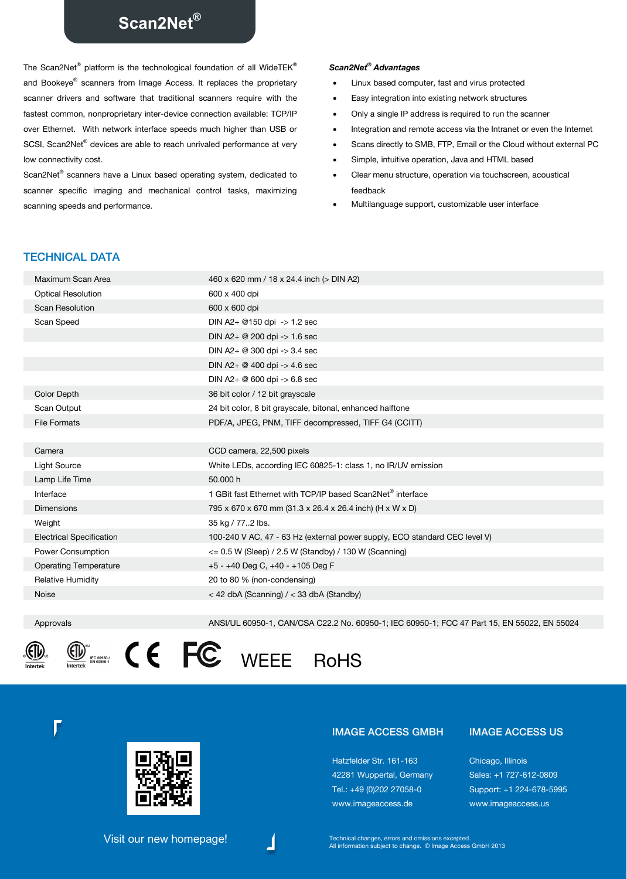# Scan2Net®

The Scan2Net® platform is the technological foundation of all WideTEK® and Bookeye® scanners from Image Access. It replaces the proprietary scanner drivers and software that traditional scanners require with the fastest common, nonproprietary inter-device connection available: TCP/IP over Ethernet. With network interface speeds much higher than USB or SCSI, Scan2Net® devices are able to reach unrivaled performance at very low connectivity cost.

Scan2Net® scanners have a Linux based operating system, dedicated to scanner specific imaging and mechanical control tasks, maximizing scanning speeds and performance.

***Scan2Net® Advantages***

- Linux based computer, fast and virus protected
- Easy integration into existing network structures
- Only a single IP address is required to run the scanner
- Integration and remote access via the Intranet or even the Internet
- Scans directly to SMB, FTP, Email or the Cloud without external PC
- Simple, intuitive operation, Java and HTML based
- Clear menu structure, operation via touchscreen, acoustical feedback
- Multilanguage support, customizable user interface

## TECHNICAL DATA

| | |
|---|---|
| Maximum Scan Area | 460 x 620 mm / 18 x 24.4 inch (> DIN A2) |
| Optical Resolution | 600 x 400 dpi |
| Scan Resolution | 600 x 600 dpi |
| Scan Speed | DIN A2+ @150 dpi -> 1.2 sec |
| | DIN A2+ @ 200 dpi -> 1.6 sec |
| | DIN A2+ @ 300 dpi -> 3.4 sec |
| | DIN A2+ @ 400 dpi -> 4.6 sec |
| | DIN A2+ @ 600 dpi -> 6.8 sec |
| Color Depth | 36 bit color / 12 bit grayscale |
| Scan Output | 24 bit color, 8 bit grayscale, bitonal, enhanced halftone |
| File Formats | PDF/A, JPEG, PNM, TIFF decompressed, TIFF G4 (CCITT) |
| | |
| Camera | CCD camera, 22,500 pixels |
| Light Source | White LEDs, according IEC 60825-1: class 1, no IR/UV emission |
| Lamp Life Time | 50.000 h |
| Interface | 1 GBit fast Ethernet with TCP/IP based Scan2Net® interface |
| Dimensions | 795 x 670 x 670 mm (31.3 x 26.4 x 26.4 inch) (H x W x D) |
| Weight | 35 kg / 77..2 lbs. |
| Electrical Specification | 100-240 V AC, 47 - 63 Hz (external power supply, ECO standard CEC level V) |
| Power Consumption | <= 0.5 W (Sleep) / 2.5 W (Standby) / 130 W (Scanning) |
| Operating Temperature | +5 - +40 Deg C, +40 - +105 Deg F |
| Relative Humidity | 20 to 80 % (non-condensing) |
| Noise | < 42 dbA (Scanning) / < 33 dbA (Standby) |
| | |
| Approvals | ANSI/UL 60950-1, CAN/CSA C22.2 No. 60950-1; IEC 60950-1; FCC 47 Part 15, EN 55022, EN 55024 |

Intertek Intertek IEC 60950-1 EN 60950-1 CE FC WEEE RoHS

Visit our new homepage!

**IMAGE ACCESS GMBH**

Hatzfelder Str. 161-163
42281 Wuppertal, Germany
Tel.: +49 (0)202 27058-0
www.imageaccess.de

**IMAGE ACCESS US**

Chicago, Illinois
Sales: +1 727-612-0809
Support: +1 224-678-5995
www.imageaccess.us

Technical changes, errors and omissions excepted.
All information subject to change. © Image Access GmbH 2013